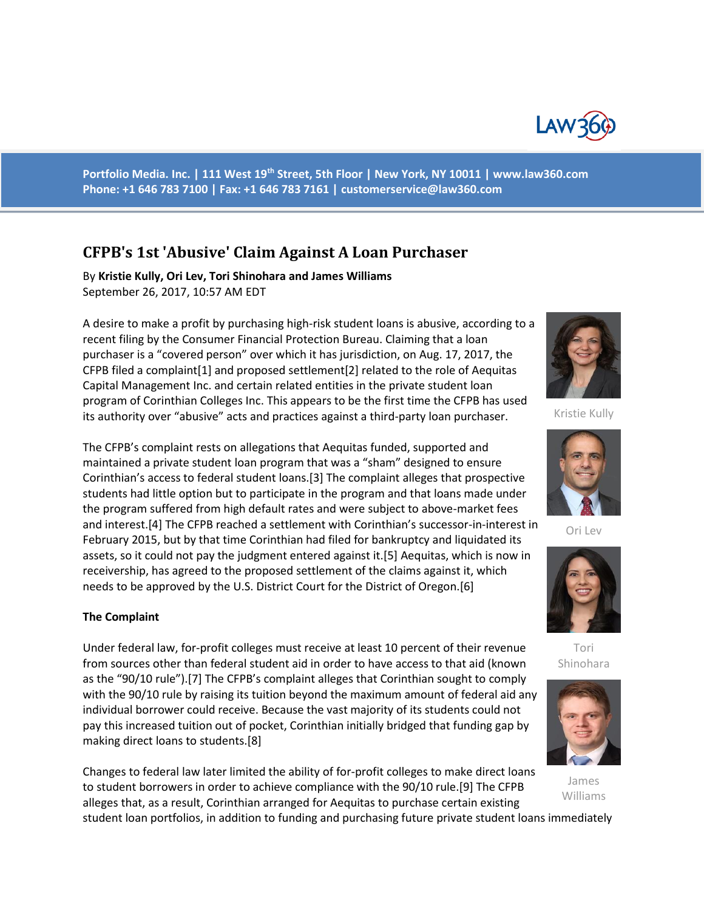Portfolio Media. Inc. | 111 West 19th Street, 5th Floor | New York, NY 10011 | www.law360.com
Phone: +1 646 783 7100 | Fax: +1 646 783 7161 | customerservice@law360.com

# CFPB's 1st 'Abusive' Claim Against A Loan Purchaser

By **Kristie Kully, Ori Lev, Tori Shinohara and James Williams**
September 26, 2017, 10:57 AM EDT

A desire to make a profit by purchasing high-risk student loans is abusive, according to a recent filing by the Consumer Financial Protection Bureau. Claiming that a loan purchaser is a "covered person" over which it has jurisdiction, on Aug. 17, 2017, the CFPB filed a complaint[1] and proposed settlement[2] related to the role of Aequitas Capital Management Inc. and certain related entities in the private student loan program of Corinthian Colleges Inc. This appears to be the first time the CFPB has used its authority over "abusive" acts and practices against a third-party loan purchaser.

Kristie Kully

Ori Lev

Tori Shinohara

James Williams

The CFPB's complaint rests on allegations that Aequitas funded, supported and maintained a private student loan program that was a "sham" designed to ensure Corinthian's access to federal student loans.[3] The complaint alleges that prospective students had little option but to participate in the program and that loans made under the program suffered from high default rates and were subject to above-market fees and interest.[4] The CFPB reached a settlement with Corinthian's successor-in-interest in February 2015, but by that time Corinthian had filed for bankruptcy and liquidated its assets, so it could not pay the judgment entered against it.[5] Aequitas, which is now in receivership, has agreed to the proposed settlement of the claims against it, which needs to be approved by the U.S. District Court for the District of Oregon.[6]

**The Complaint**

Under federal law, for-profit colleges must receive at least 10 percent of their revenue from sources other than federal student aid in order to have access to that aid (known as the "90/10 rule").[7] The CFPB's complaint alleges that Corinthian sought to comply with the 90/10 rule by raising its tuition beyond the maximum amount of federal aid any individual borrower could receive. Because the vast majority of its students could not pay this increased tuition out of pocket, Corinthian initially bridged that funding gap by making direct loans to students.[8]

Changes to federal law later limited the ability of for-profit colleges to make direct loans to student borrowers in order to achieve compliance with the 90/10 rule.[9] The CFPB alleges that, as a result, Corinthian arranged for Aequitas to purchase certain existing student loan portfolios, in addition to funding and purchasing future private student loans immediately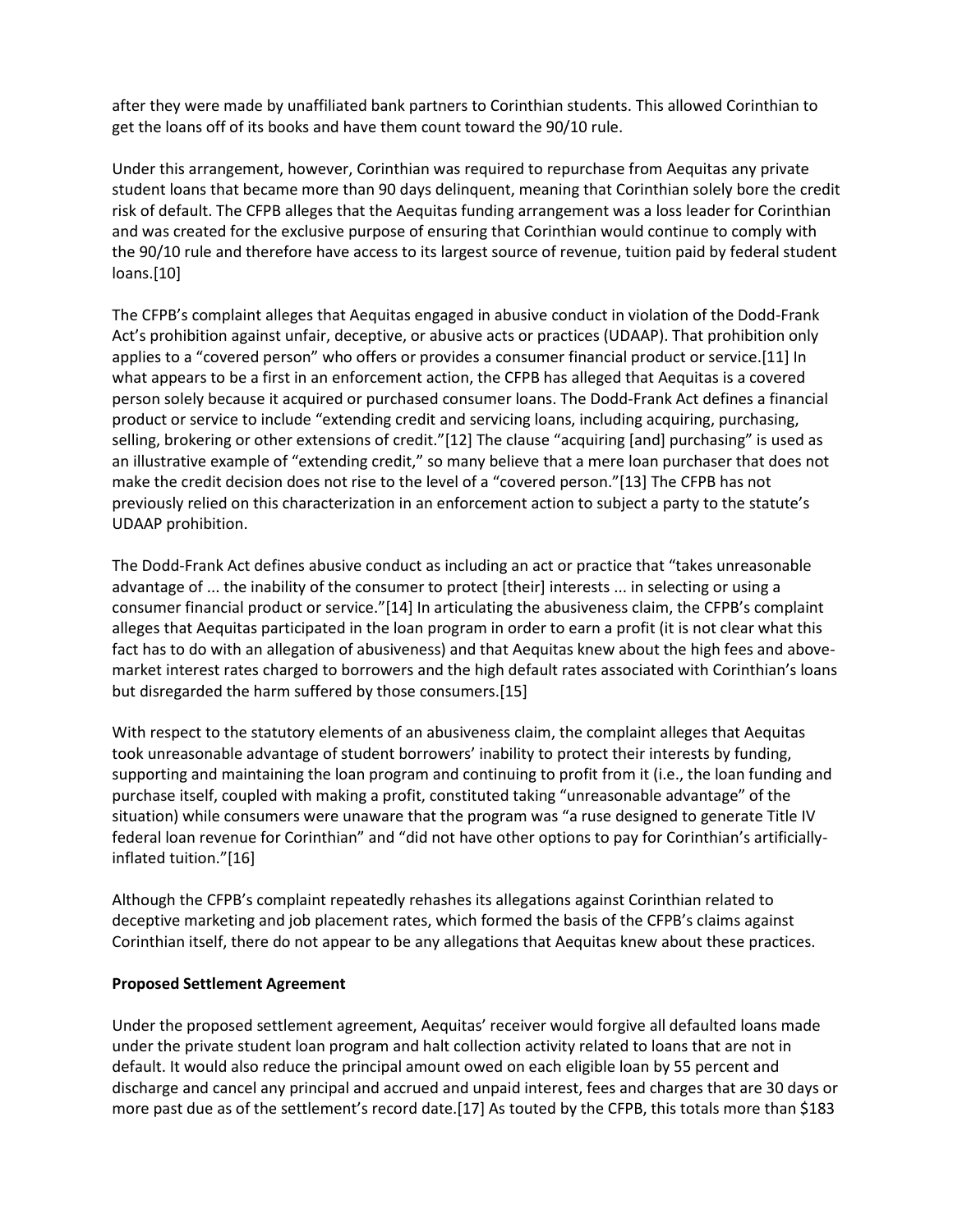after they were made by unaffiliated bank partners to Corinthian students. This allowed Corinthian to get the loans off of its books and have them count toward the 90/10 rule.

Under this arrangement, however, Corinthian was required to repurchase from Aequitas any private student loans that became more than 90 days delinquent, meaning that Corinthian solely bore the credit risk of default. The CFPB alleges that the Aequitas funding arrangement was a loss leader for Corinthian and was created for the exclusive purpose of ensuring that Corinthian would continue to comply with the 90/10 rule and therefore have access to its largest source of revenue, tuition paid by federal student loans.[10]

The CFPB's complaint alleges that Aequitas engaged in abusive conduct in violation of the Dodd-Frank Act's prohibition against unfair, deceptive, or abusive acts or practices (UDAAP). That prohibition only applies to a "covered person" who offers or provides a consumer financial product or service.[11] In what appears to be a first in an enforcement action, the CFPB has alleged that Aequitas is a covered person solely because it acquired or purchased consumer loans. The Dodd-Frank Act defines a financial product or service to include "extending credit and servicing loans, including acquiring, purchasing, selling, brokering or other extensions of credit."[12] The clause "acquiring [and] purchasing" is used as an illustrative example of "extending credit," so many believe that a mere loan purchaser that does not make the credit decision does not rise to the level of a "covered person."[13] The CFPB has not previously relied on this characterization in an enforcement action to subject a party to the statute's UDAAP prohibition.

The Dodd-Frank Act defines abusive conduct as including an act or practice that "takes unreasonable advantage of ... the inability of the consumer to protect [their] interests ... in selecting or using a consumer financial product or service."[14] In articulating the abusiveness claim, the CFPB's complaint alleges that Aequitas participated in the loan program in order to earn a profit (it is not clear what this fact has to do with an allegation of abusiveness) and that Aequitas knew about the high fees and above-market interest rates charged to borrowers and the high default rates associated with Corinthian's loans but disregarded the harm suffered by those consumers.[15]

With respect to the statutory elements of an abusiveness claim, the complaint alleges that Aequitas took unreasonable advantage of student borrowers' inability to protect their interests by funding, supporting and maintaining the loan program and continuing to profit from it (i.e., the loan funding and purchase itself, coupled with making a profit, constituted taking "unreasonable advantage" of the situation) while consumers were unaware that the program was "a ruse designed to generate Title IV federal loan revenue for Corinthian" and "did not have other options to pay for Corinthian's artificially-inflated tuition."[16]

Although the CFPB's complaint repeatedly rehashes its allegations against Corinthian related to deceptive marketing and job placement rates, which formed the basis of the CFPB's claims against Corinthian itself, there do not appear to be any allegations that Aequitas knew about these practices.

**Proposed Settlement Agreement**

Under the proposed settlement agreement, Aequitas' receiver would forgive all defaulted loans made under the private student loan program and halt collection activity related to loans that are not in default. It would also reduce the principal amount owed on each eligible loan by 55 percent and discharge and cancel any principal and accrued and unpaid interest, fees and charges that are 30 days or more past due as of the settlement's record date.[17] As touted by the CFPB, this totals more than $183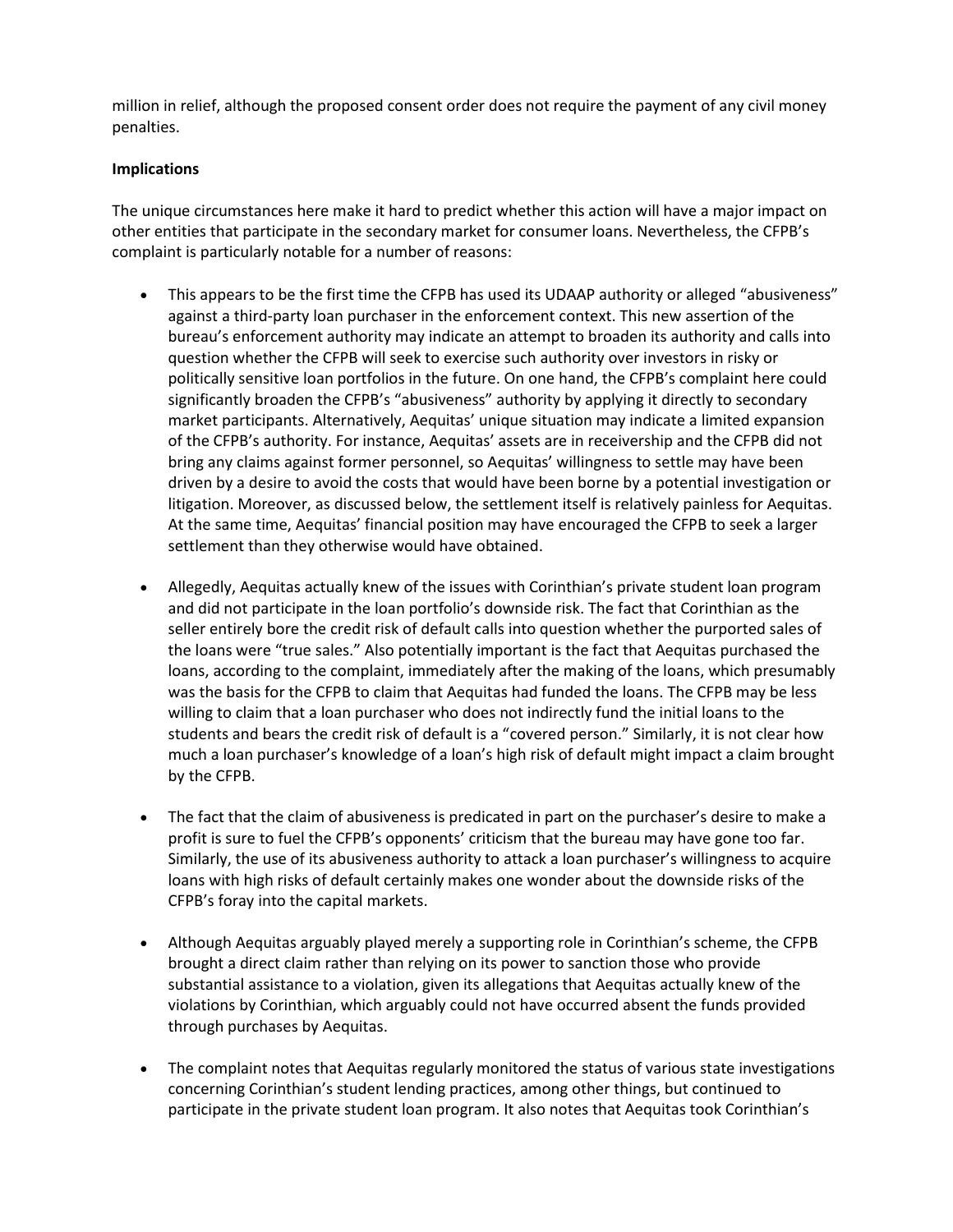million in relief, although the proposed consent order does not require the payment of any civil money penalties.

**Implications**

The unique circumstances here make it hard to predict whether this action will have a major impact on other entities that participate in the secondary market for consumer loans. Nevertheless, the CFPB's complaint is particularly notable for a number of reasons:

- This appears to be the first time the CFPB has used its UDAAP authority or alleged "abusiveness" against a third-party loan purchaser in the enforcement context. This new assertion of the bureau's enforcement authority may indicate an attempt to broaden its authority and calls into question whether the CFPB will seek to exercise such authority over investors in risky or politically sensitive loan portfolios in the future. On one hand, the CFPB's complaint here could significantly broaden the CFPB's "abusiveness" authority by applying it directly to secondary market participants. Alternatively, Aequitas' unique situation may indicate a limited expansion of the CFPB's authority. For instance, Aequitas' assets are in receivership and the CFPB did not bring any claims against former personnel, so Aequitas' willingness to settle may have been driven by a desire to avoid the costs that would have been borne by a potential investigation or litigation. Moreover, as discussed below, the settlement itself is relatively painless for Aequitas. At the same time, Aequitas' financial position may have encouraged the CFPB to seek a larger settlement than they otherwise would have obtained.

- Allegedly, Aequitas actually knew of the issues with Corinthian's private student loan program and did not participate in the loan portfolio's downside risk. The fact that Corinthian as the seller entirely bore the credit risk of default calls into question whether the purported sales of the loans were "true sales." Also potentially important is the fact that Aequitas purchased the loans, according to the complaint, immediately after the making of the loans, which presumably was the basis for the CFPB to claim that Aequitas had funded the loans. The CFPB may be less willing to claim that a loan purchaser who does not indirectly fund the initial loans to the students and bears the credit risk of default is a "covered person." Similarly, it is not clear how much a loan purchaser's knowledge of a loan's high risk of default might impact a claim brought by the CFPB.

- The fact that the claim of abusiveness is predicated in part on the purchaser's desire to make a profit is sure to fuel the CFPB's opponents' criticism that the bureau may have gone too far. Similarly, the use of its abusiveness authority to attack a loan purchaser's willingness to acquire loans with high risks of default certainly makes one wonder about the downside risks of the CFPB's foray into the capital markets.

- Although Aequitas arguably played merely a supporting role in Corinthian's scheme, the CFPB brought a direct claim rather than relying on its power to sanction those who provide substantial assistance to a violation, given its allegations that Aequitas actually knew of the violations by Corinthian, which arguably could not have occurred absent the funds provided through purchases by Aequitas.

- The complaint notes that Aequitas regularly monitored the status of various state investigations concerning Corinthian's student lending practices, among other things, but continued to participate in the private student loan program. It also notes that Aequitas took Corinthian's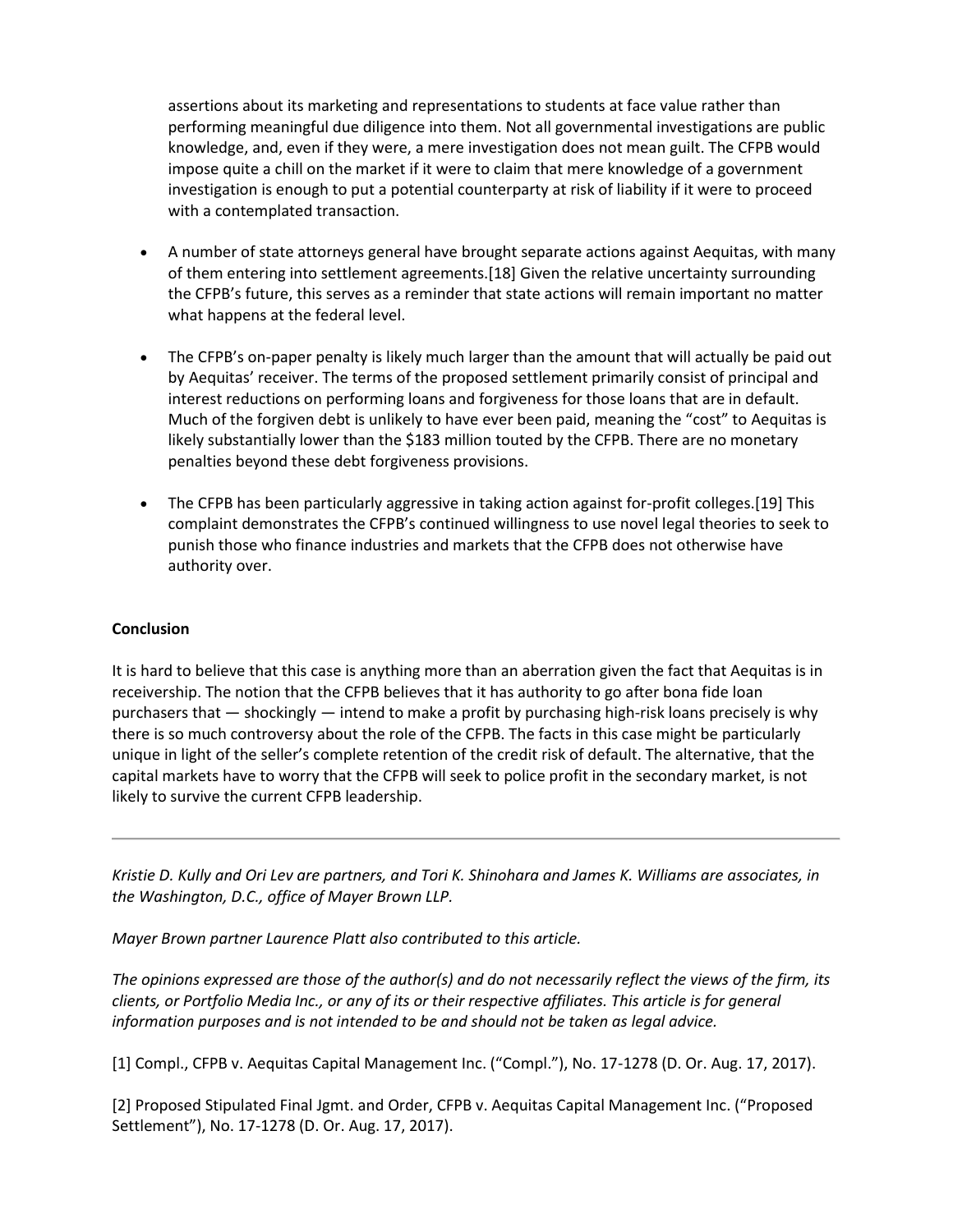assertions about its marketing and representations to students at face value rather than performing meaningful due diligence into them. Not all governmental investigations are public knowledge, and, even if they were, a mere investigation does not mean guilt. The CFPB would impose quite a chill on the market if it were to claim that mere knowledge of a government investigation is enough to put a potential counterparty at risk of liability if it were to proceed with a contemplated transaction.

- A number of state attorneys general have brought separate actions against Aequitas, with many of them entering into settlement agreements.[18] Given the relative uncertainty surrounding the CFPB's future, this serves as a reminder that state actions will remain important no matter what happens at the federal level.

- The CFPB's on-paper penalty is likely much larger than the amount that will actually be paid out by Aequitas' receiver. The terms of the proposed settlement primarily consist of principal and interest reductions on performing loans and forgiveness for those loans that are in default. Much of the forgiven debt is unlikely to have ever been paid, meaning the "cost" to Aequitas is likely substantially lower than the $183 million touted by the CFPB. There are no monetary penalties beyond these debt forgiveness provisions.

- The CFPB has been particularly aggressive in taking action against for-profit colleges.[19] This complaint demonstrates the CFPB's continued willingness to use novel legal theories to seek to punish those who finance industries and markets that the CFPB does not otherwise have authority over.

**Conclusion**

It is hard to believe that this case is anything more than an aberration given the fact that Aequitas is in receivership. The notion that the CFPB believes that it has authority to go after bona fide loan purchasers that — shockingly — intend to make a profit by purchasing high-risk loans precisely is why there is so much controversy about the role of the CFPB. The facts in this case might be particularly unique in light of the seller's complete retention of the credit risk of default. The alternative, that the capital markets have to worry that the CFPB will seek to police profit in the secondary market, is not likely to survive the current CFPB leadership.

---

*Kristie D. Kully and Ori Lev are partners, and Tori K. Shinohara and James K. Williams are associates, in the Washington, D.C., office of Mayer Brown LLP.*

*Mayer Brown partner Laurence Platt also contributed to this article.*

*The opinions expressed are those of the author(s) and do not necessarily reflect the views of the firm, its clients, or Portfolio Media Inc., or any of its or their respective affiliates. This article is for general information purposes and is not intended to be and should not be taken as legal advice.*

[1] Compl., CFPB v. Aequitas Capital Management Inc. ("Compl."), No. 17-1278 (D. Or. Aug. 17, 2017).

[2] Proposed Stipulated Final Jgmt. and Order, CFPB v. Aequitas Capital Management Inc. ("Proposed Settlement"), No. 17-1278 (D. Or. Aug. 17, 2017).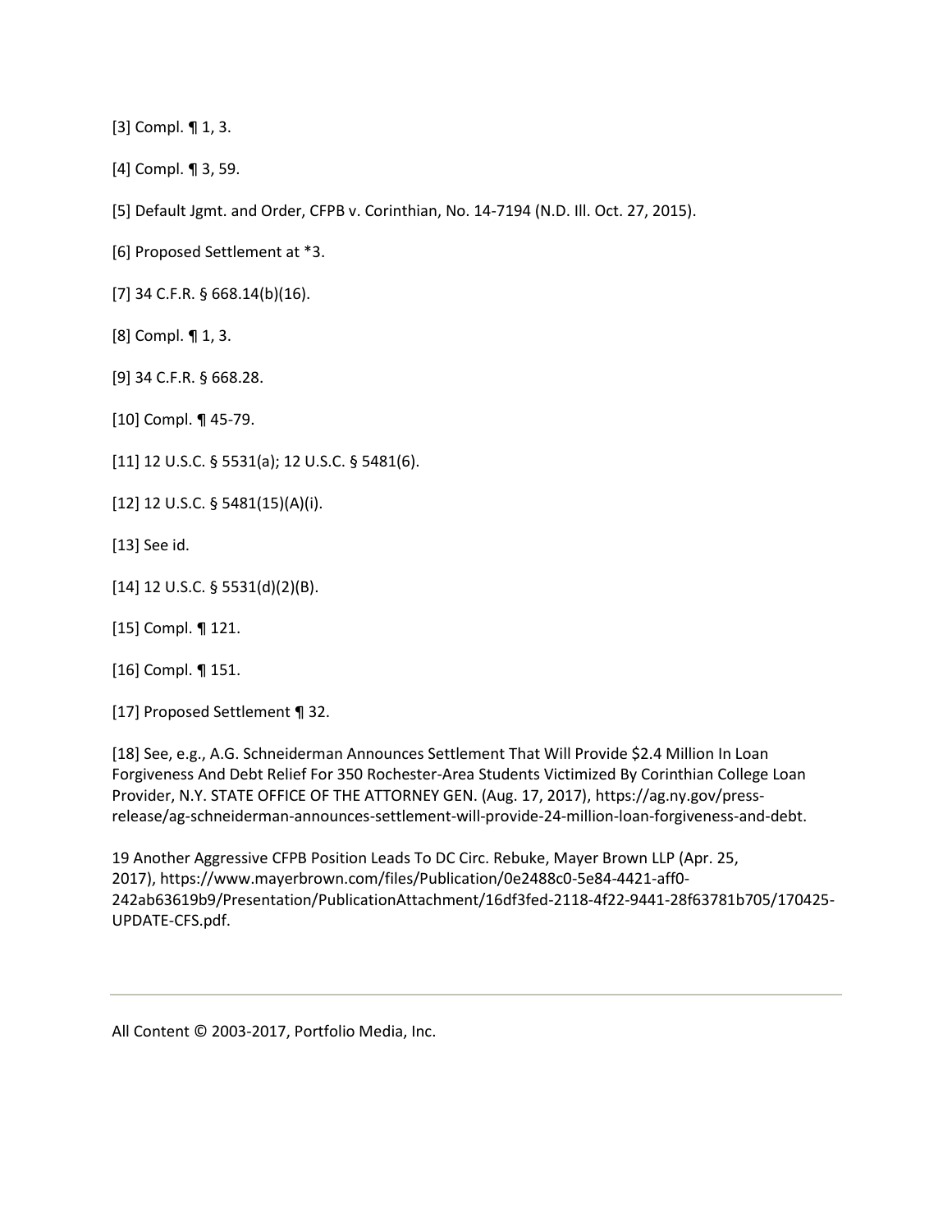[3] Compl. ¶ 1, 3.

[4] Compl. ¶ 3, 59.

[5] Default Jgmt. and Order, CFPB v. Corinthian, No. 14-7194 (N.D. Ill. Oct. 27, 2015).

[6] Proposed Settlement at *3.

[7] 34 C.F.R. § 668.14(b)(16).

[8] Compl. ¶ 1, 3.

[9] 34 C.F.R. § 668.28.

[10] Compl. ¶ 45-79.

[11] 12 U.S.C. § 5531(a); 12 U.S.C. § 5481(6).

[12] 12 U.S.C. § 5481(15)(A)(i).

[13] See id.

[14] 12 U.S.C. § 5531(d)(2)(B).

[15] Compl. ¶ 121.

[16] Compl. ¶ 151.

[17] Proposed Settlement ¶ 32.

[18] See, e.g., A.G. Schneiderman Announces Settlement That Will Provide $2.4 Million In Loan Forgiveness And Debt Relief For 350 Rochester-Area Students Victimized By Corinthian College Loan Provider, N.Y. STATE OFFICE OF THE ATTORNEY GEN. (Aug. 17, 2017), https://ag.ny.gov/press-release/ag-schneiderman-announces-settlement-will-provide-24-million-loan-forgiveness-and-debt.

19 Another Aggressive CFPB Position Leads To DC Circ. Rebuke, Mayer Brown LLP (Apr. 25, 2017), https://www.mayerbrown.com/files/Publication/0e2488c0-5e84-4421-aff0-242ab63619b9/Presentation/PublicationAttachment/16df3fed-2118-4f22-9441-28f63781b705/170425-UPDATE-CFS.pdf.

---

All Content © 2003-2017, Portfolio Media, Inc.